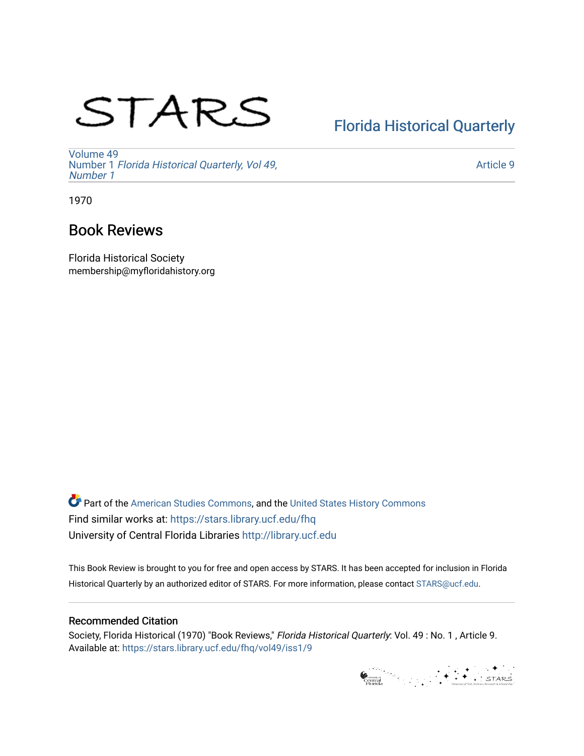STARS

[Florida Historical Quarterly](https://stars.library.ucf.edu/fhq)

Volume 49
Number 1 *Florida Historical Quarterly, Vol 49, Number 1*

Article 9

1970

# Book Reviews

Florida Historical Society
membership@myfloridahistory.org

Part of the American Studies Commons, and the United States History Commons
Find similar works at: https://stars.library.ucf.edu/fhq
University of Central Florida Libraries http://library.ucf.edu

This Book Review is brought to you for free and open access by STARS. It has been accepted for inclusion in Florida Historical Quarterly by an authorized editor of STARS. For more information, please contact STARS@ucf.edu.

## Recommended Citation

Society, Florida Historical (1970) "Book Reviews," *Florida Historical Quarterly*: Vol. 49 : No. 1 , Article 9.
Available at: https://stars.library.ucf.edu/fhq/vol49/iss1/9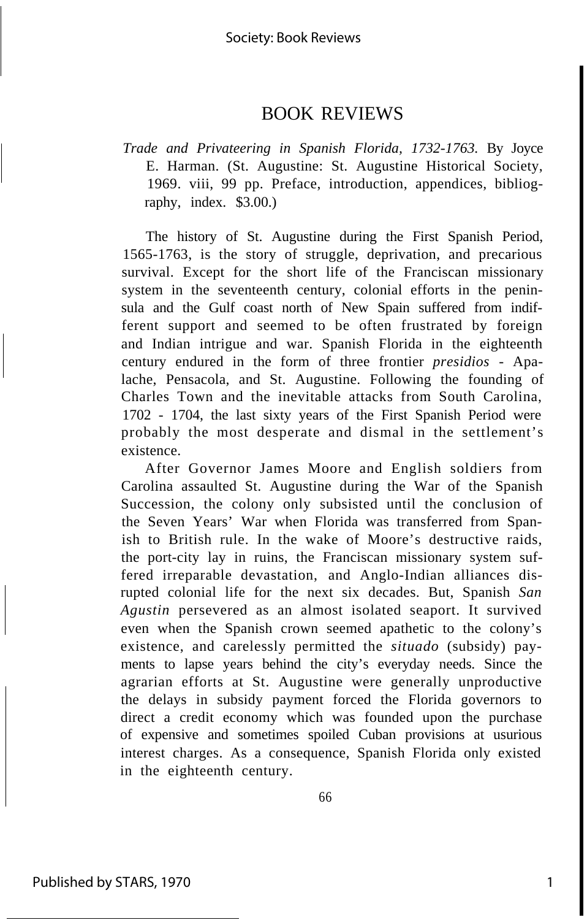# BOOK REVIEWS

*Trade and Privateering in Spanish Florida, 1732-1763.* By Joyce E. Harman. (St. Augustine: St. Augustine Historical Society, 1969. viii, 99 pp. Preface, introduction, appendices, bibliography, index. $3.00.)

The history of St. Augustine during the First Spanish Period, 1565-1763, is the story of struggle, deprivation, and precarious survival. Except for the short life of the Franciscan missionary system in the seventeenth century, colonial efforts in the peninsula and the Gulf coast north of New Spain suffered from indifferent support and seemed to be often frustrated by foreign and Indian intrigue and war. Spanish Florida in the eighteenth century endured in the form of three frontier *presidios* - Apalache, Pensacola, and St. Augustine. Following the founding of Charles Town and the inevitable attacks from South Carolina, 1702 - 1704, the last sixty years of the First Spanish Period were probably the most desperate and dismal in the settlement's existence.

After Governor James Moore and English soldiers from Carolina assaulted St. Augustine during the War of the Spanish Succession, the colony only subsisted until the conclusion of the Seven Years' War when Florida was transferred from Spanish to British rule. In the wake of Moore's destructive raids, the port-city lay in ruins, the Franciscan missionary system suffered irreparable devastation, and Anglo-Indian alliances disrupted colonial life for the next six decades. But, Spanish *San Agustin* persevered as an almost isolated seaport. It survived even when the Spanish crown seemed apathetic to the colony's existence, and carelessly permitted the *situado* (subsidy) payments to lapse years behind the city's everyday needs. Since the agrarian efforts at St. Augustine were generally unproductive the delays in subsidy payment forced the Florida governors to direct a credit economy which was founded upon the purchase of expensive and sometimes spoiled Cuban provisions at usurious interest charges. As a consequence, Spanish Florida only existed in the eighteenth century.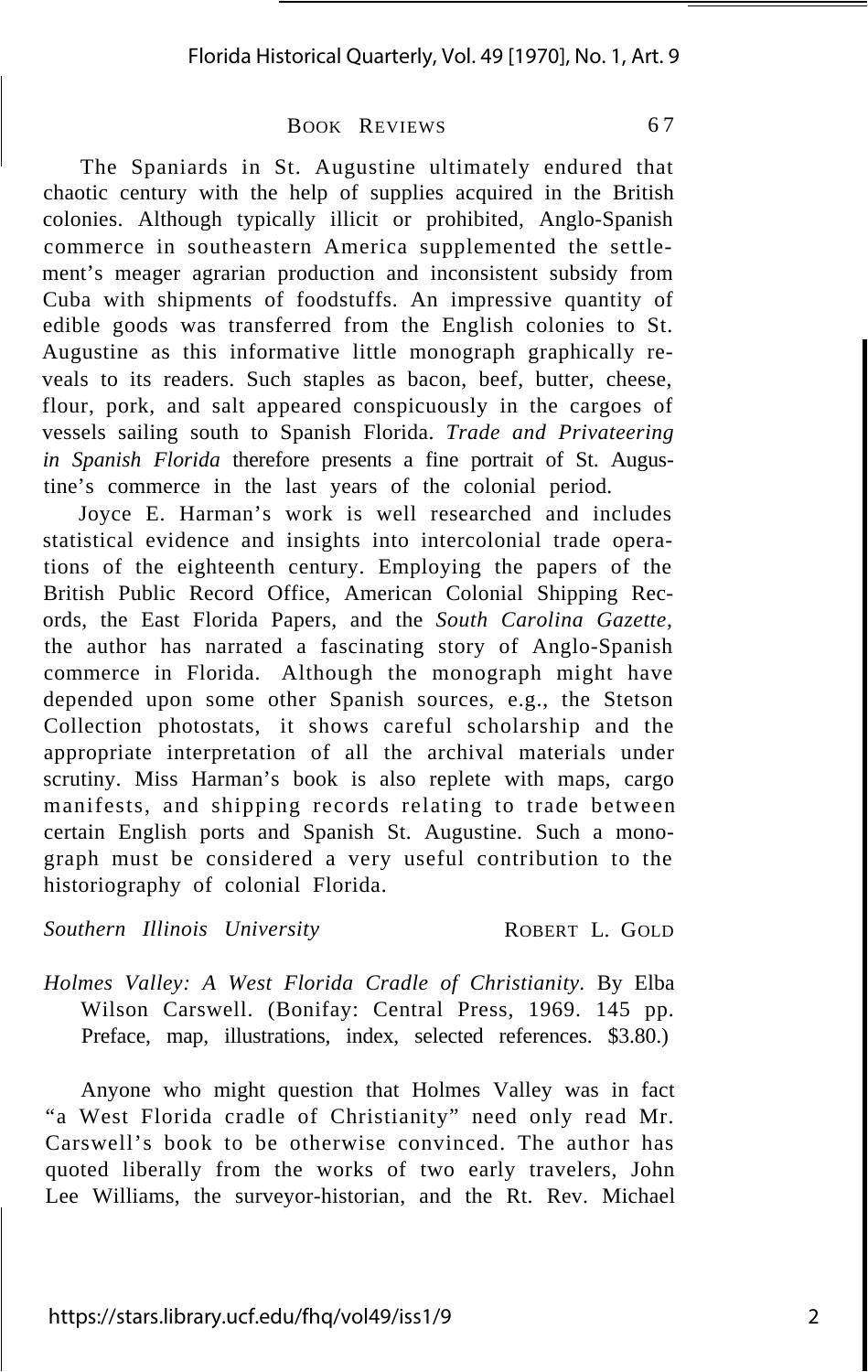The Spaniards in St. Augustine ultimately endured that chaotic century with the help of supplies acquired in the British colonies. Although typically illicit or prohibited, Anglo-Spanish commerce in southeastern America supplemented the settlement's meager agrarian production and inconsistent subsidy from Cuba with shipments of foodstuffs. An impressive quantity of edible goods was transferred from the English colonies to St. Augustine as this informative little monograph graphically reveals to its readers. Such staples as bacon, beef, butter, cheese, flour, pork, and salt appeared conspicuously in the cargoes of vessels sailing south to Spanish Florida. *Trade and Privateering in Spanish Florida* therefore presents a fine portrait of St. Augustine's commerce in the last years of the colonial period.

Joyce E. Harman's work is well researched and includes statistical evidence and insights into intercolonial trade operations of the eighteenth century. Employing the papers of the British Public Record Office, American Colonial Shipping Records, the East Florida Papers, and the *South Carolina Gazette*, the author has narrated a fascinating story of Anglo-Spanish commerce in Florida. Although the monograph might have depended upon some other Spanish sources, e.g., the Stetson Collection photostats, it shows careful scholarship and the appropriate interpretation of all the archival materials under scrutiny. Miss Harman's book is also replete with maps, cargo manifests, and shipping records relating to trade between certain English ports and Spanish St. Augustine. Such a monograph must be considered a very useful contribution to the historiography of colonial Florida.

*Southern Illinois University* ROBERT L. GOLD

*Holmes Valley: A West Florida Cradle of Christianity*. By Elba Wilson Carswell. (Bonifay: Central Press, 1969. 145 pp. Preface, map, illustrations, index, selected references. $3.80.)

Anyone who might question that Holmes Valley was in fact "a West Florida cradle of Christianity" need only read Mr. Carswell's book to be otherwise convinced. The author has quoted liberally from the works of two early travelers, John Lee Williams, the surveyor-historian, and the Rt. Rev. Michael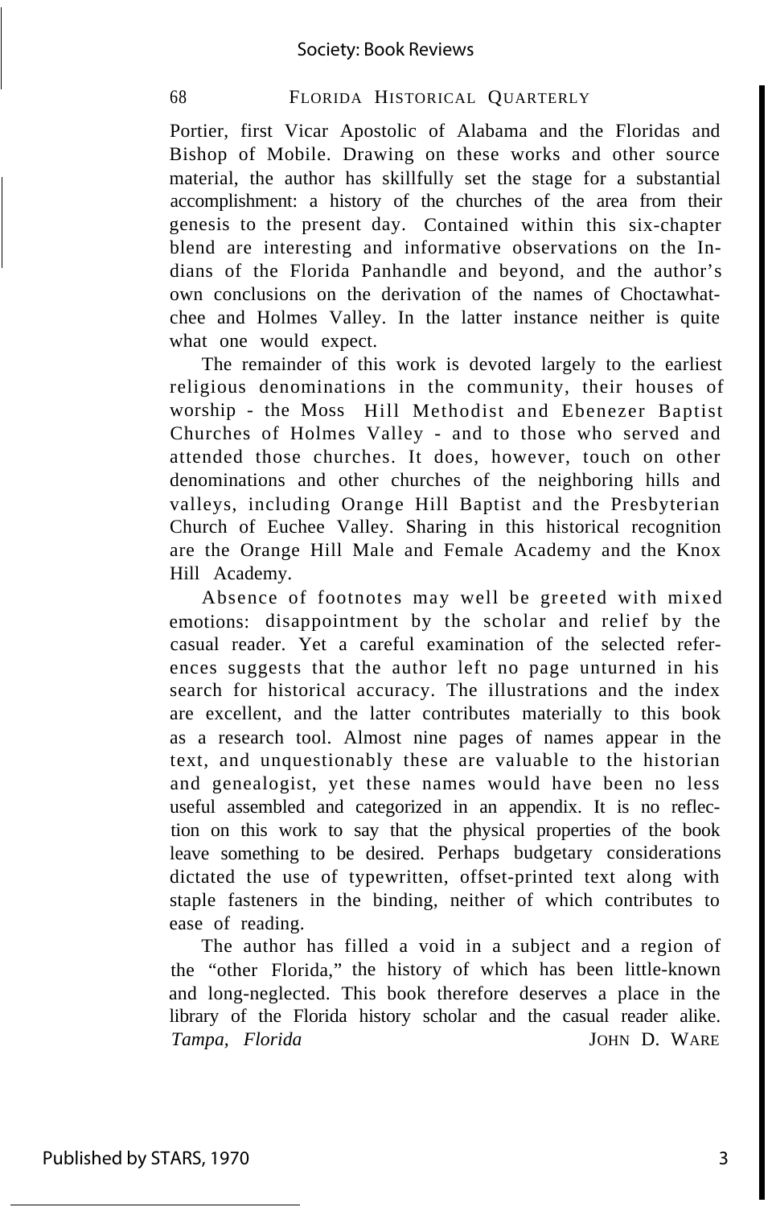Portier, first Vicar Apostolic of Alabama and the Floridas and Bishop of Mobile. Drawing on these works and other source material, the author has skillfully set the stage for a substantial accomplishment: a history of the churches of the area from their genesis to the present day. Contained within this six-chapter blend are interesting and informative observations on the Indians of the Florida Panhandle and beyond, and the author's own conclusions on the derivation of the names of Choctawhatchee and Holmes Valley. In the latter instance neither is quite what one would expect.

The remainder of this work is devoted largely to the earliest religious denominations in the community, their houses of worship - the Moss Hill Methodist and Ebenezer Baptist Churches of Holmes Valley - and to those who served and attended those churches. It does, however, touch on other denominations and other churches of the neighboring hills and valleys, including Orange Hill Baptist and the Presbyterian Church of Euchee Valley. Sharing in this historical recognition are the Orange Hill Male and Female Academy and the Knox Hill Academy.

Absence of footnotes may well be greeted with mixed emotions: disappointment by the scholar and relief by the casual reader. Yet a careful examination of the selected references suggests that the author left no page unturned in his search for historical accuracy. The illustrations and the index are excellent, and the latter contributes materially to this book as a research tool. Almost nine pages of names appear in the text, and unquestionably these are valuable to the historian and genealogist, yet these names would have been no less useful assembled and categorized in an appendix. It is no reflection on this work to say that the physical properties of the book leave something to be desired. Perhaps budgetary considerations dictated the use of typewritten, offset-printed text along with staple fasteners in the binding, neither of which contributes to ease of reading.

The author has filled a void in a subject and a region of the "other Florida," the history of which has been little-known and long-neglected. This book therefore deserves a place in the library of the Florida history scholar and the casual reader alike.

*Tampa, Florida* JOHN D. WARE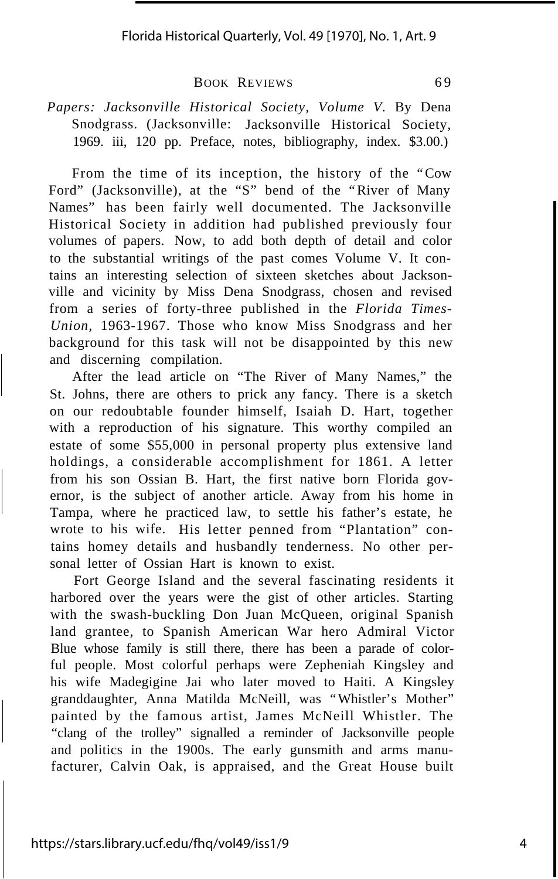*Papers: Jacksonville Historical Society, Volume V.* By Dena Snodgrass. (Jacksonville: Jacksonville Historical Society, 1969. iii, 120 pp. Preface, notes, bibliography, index. $3.00.)

From the time of its inception, the history of the "Cow Ford" (Jacksonville), at the "S" bend of the "River of Many Names" has been fairly well documented. The Jacksonville Historical Society in addition had published previously four volumes of papers. Now, to add both depth of detail and color to the substantial writings of the past comes Volume V. It contains an interesting selection of sixteen sketches about Jacksonville and vicinity by Miss Dena Snodgrass, chosen and revised from a series of forty-three published in the *Florida Times-Union*, 1963-1967. Those who know Miss Snodgrass and her background for this task will not be disappointed by this new and discerning compilation.

After the lead article on "The River of Many Names," the St. Johns, there are others to prick any fancy. There is a sketch on our redoubtable founder himself, Isaiah D. Hart, together with a reproduction of his signature. This worthy compiled an estate of some $55,000 in personal property plus extensive land holdings, a considerable accomplishment for 1861. A letter from his son Ossian B. Hart, the first native born Florida governor, is the subject of another article. Away from his home in Tampa, where he practiced law, to settle his father's estate, he wrote to his wife. His letter penned from "Plantation" contains homey details and husbandly tenderness. No other personal letter of Ossian Hart is known to exist.

Fort George Island and the several fascinating residents it harbored over the years were the gist of other articles. Starting with the swash-buckling Don Juan McQueen, original Spanish land grantee, to Spanish American War hero Admiral Victor Blue whose family is still there, there has been a parade of colorful people. Most colorful perhaps were Zepheniah Kingsley and his wife Madegigine Jai who later moved to Haiti. A Kingsley granddaughter, Anna Matilda McNeill, was "Whistler's Mother" painted by the famous artist, James McNeill Whistler. The "clang of the trolley" signalled a reminder of Jacksonville people and politics in the 1900s. The early gunsmith and arms manufacturer, Calvin Oak, is appraised, and the Great House built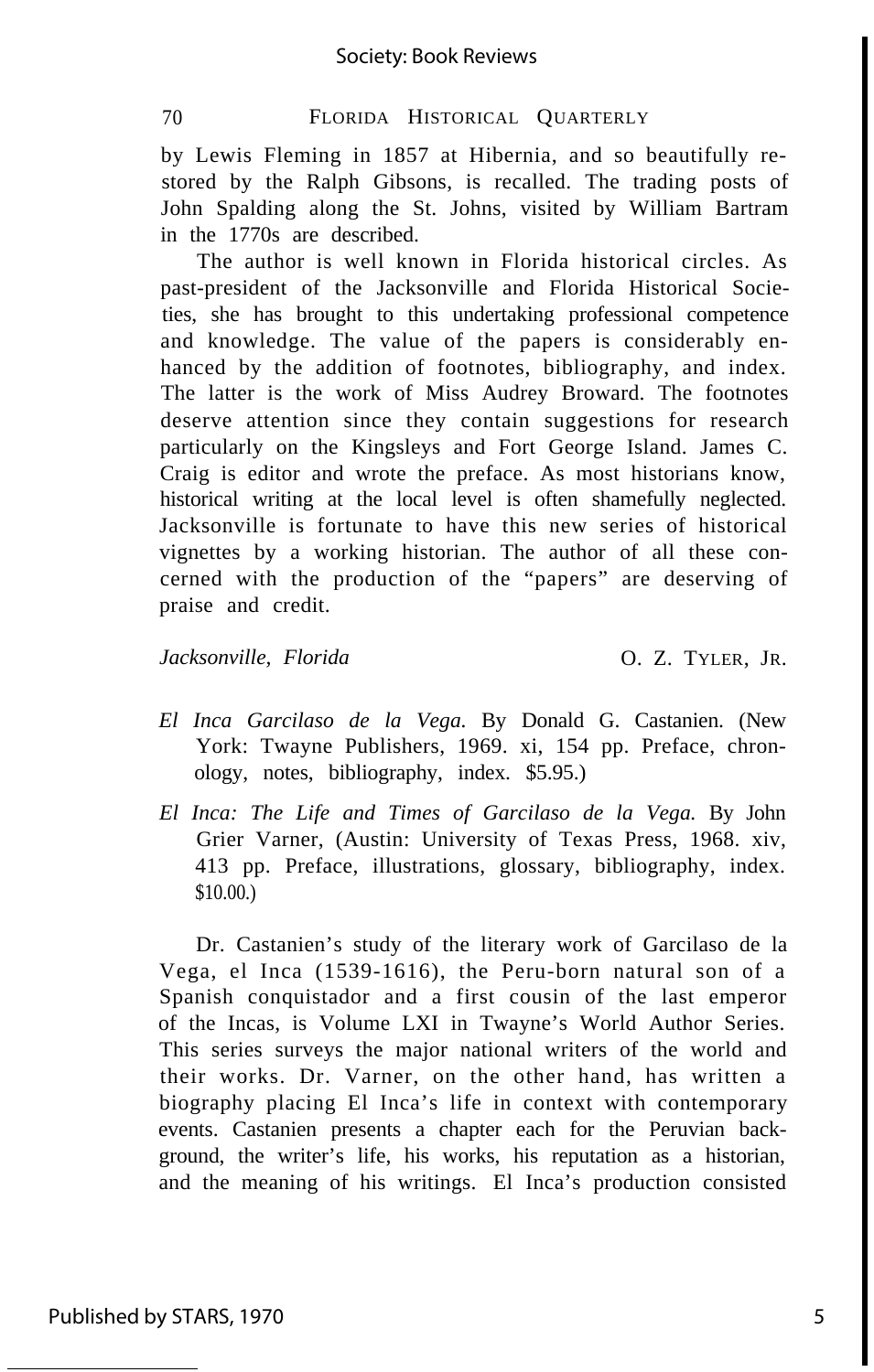by Lewis Fleming in 1857 at Hibernia, and so beautifully restored by the Ralph Gibsons, is recalled. The trading posts of John Spalding along the St. Johns, visited by William Bartram in the 1770s are described.

The author is well known in Florida historical circles. As past-president of the Jacksonville and Florida Historical Societies, she has brought to this undertaking professional competence and knowledge. The value of the papers is considerably enhanced by the addition of footnotes, bibliography, and index. The latter is the work of Miss Audrey Broward. The footnotes deserve attention since they contain suggestions for research particularly on the Kingsleys and Fort George Island. James C. Craig is editor and wrote the preface. As most historians know, historical writing at the local level is often shamefully neglected. Jacksonville is fortunate to have this new series of historical vignettes by a working historian. The author of all these concerned with the production of the "papers" are deserving of praise and credit.

*Jacksonville, Florida* O. Z. TYLER, JR.

*El Inca Garcilaso de la Vega.* By Donald G. Castanien. (New York: Twayne Publishers, 1969. xi, 154 pp. Preface, chronology, notes, bibliography, index. $5.95.)

*El Inca: The Life and Times of Garcilaso de la Vega.* By John Grier Varner, (Austin: University of Texas Press, 1968. xiv, 413 pp. Preface, illustrations, glossary, bibliography, index. $10.00.)

Dr. Castanien's study of the literary work of Garcilaso de la Vega, el Inca (1539-1616), the Peru-born natural son of a Spanish conquistador and a first cousin of the last emperor of the Incas, is Volume LXI in Twayne's World Author Series. This series surveys the major national writers of the world and their works. Dr. Varner, on the other hand, has written a biography placing El Inca's life in context with contemporary events. Castanien presents a chapter each for the Peruvian background, the writer's life, his works, his reputation as a historian, and the meaning of his writings. El Inca's production consisted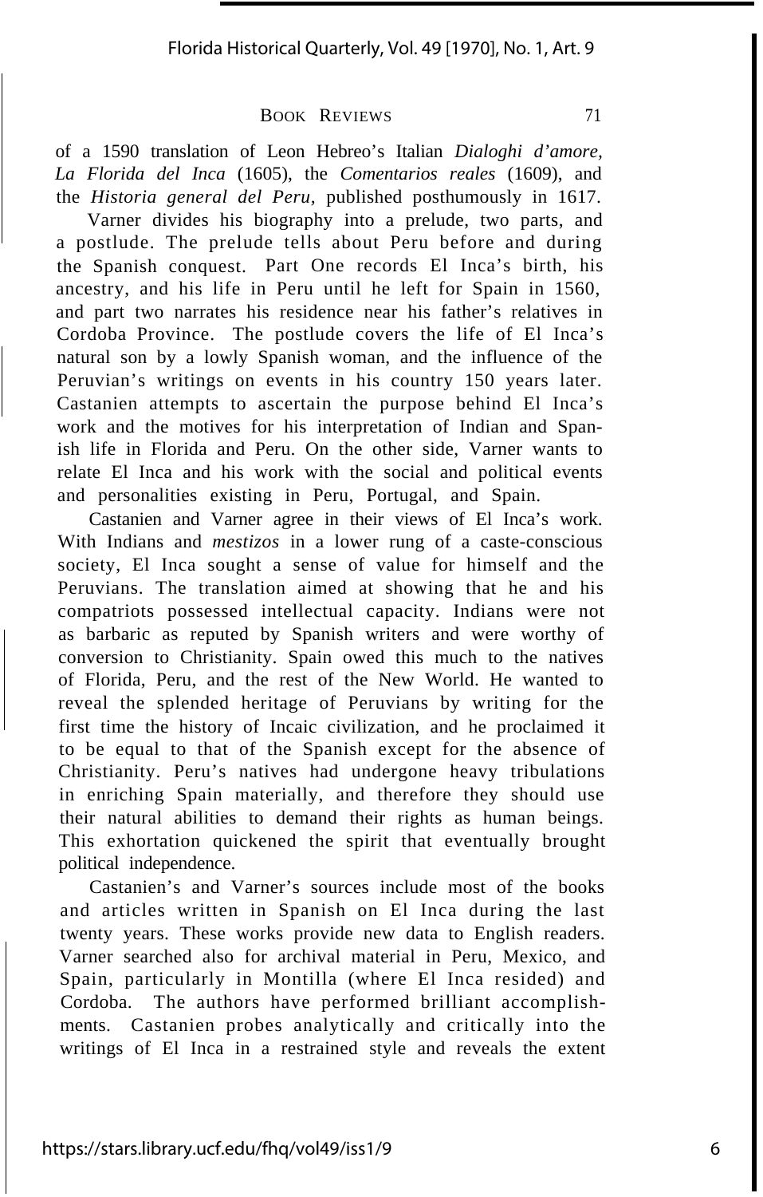of a 1590 translation of Leon Hebreo's Italian *Dialoghi d'amore, La Florida del Inca* (1605), the *Comentarios reales* (1609), and the *Historia general del Peru,* published posthumously in 1617.

Varner divides his biography into a prelude, two parts, and a postlude. The prelude tells about Peru before and during the Spanish conquest. Part One records El Inca's birth, his ancestry, and his life in Peru until he left for Spain in 1560, and part two narrates his residence near his father's relatives in Cordoba Province. The postlude covers the life of El Inca's natural son by a lowly Spanish woman, and the influence of the Peruvian's writings on events in his country 150 years later. Castanien attempts to ascertain the purpose behind El Inca's work and the motives for his interpretation of Indian and Spanish life in Florida and Peru. On the other side, Varner wants to relate El Inca and his work with the social and political events and personalities existing in Peru, Portugal, and Spain.

Castanien and Varner agree in their views of El Inca's work. With Indians and *mestizos* in a lower rung of a caste-conscious society, El Inca sought a sense of value for himself and the Peruvians. The translation aimed at showing that he and his compatriots possessed intellectual capacity. Indians were not as barbaric as reputed by Spanish writers and were worthy of conversion to Christianity. Spain owed this much to the natives of Florida, Peru, and the rest of the New World. He wanted to reveal the splended heritage of Peruvians by writing for the first time the history of Incaic civilization, and he proclaimed it to be equal to that of the Spanish except for the absence of Christianity. Peru's natives had undergone heavy tribulations in enriching Spain materially, and therefore they should use their natural abilities to demand their rights as human beings. This exhortation quickened the spirit that eventually brought political independence.

Castanien's and Varner's sources include most of the books and articles written in Spanish on El Inca during the last twenty years. These works provide new data to English readers. Varner searched also for archival material in Peru, Mexico, and Spain, particularly in Montilla (where El Inca resided) and Cordoba. The authors have performed brilliant accomplishments. Castanien probes analytically and critically into the writings of El Inca in a restrained style and reveals the extent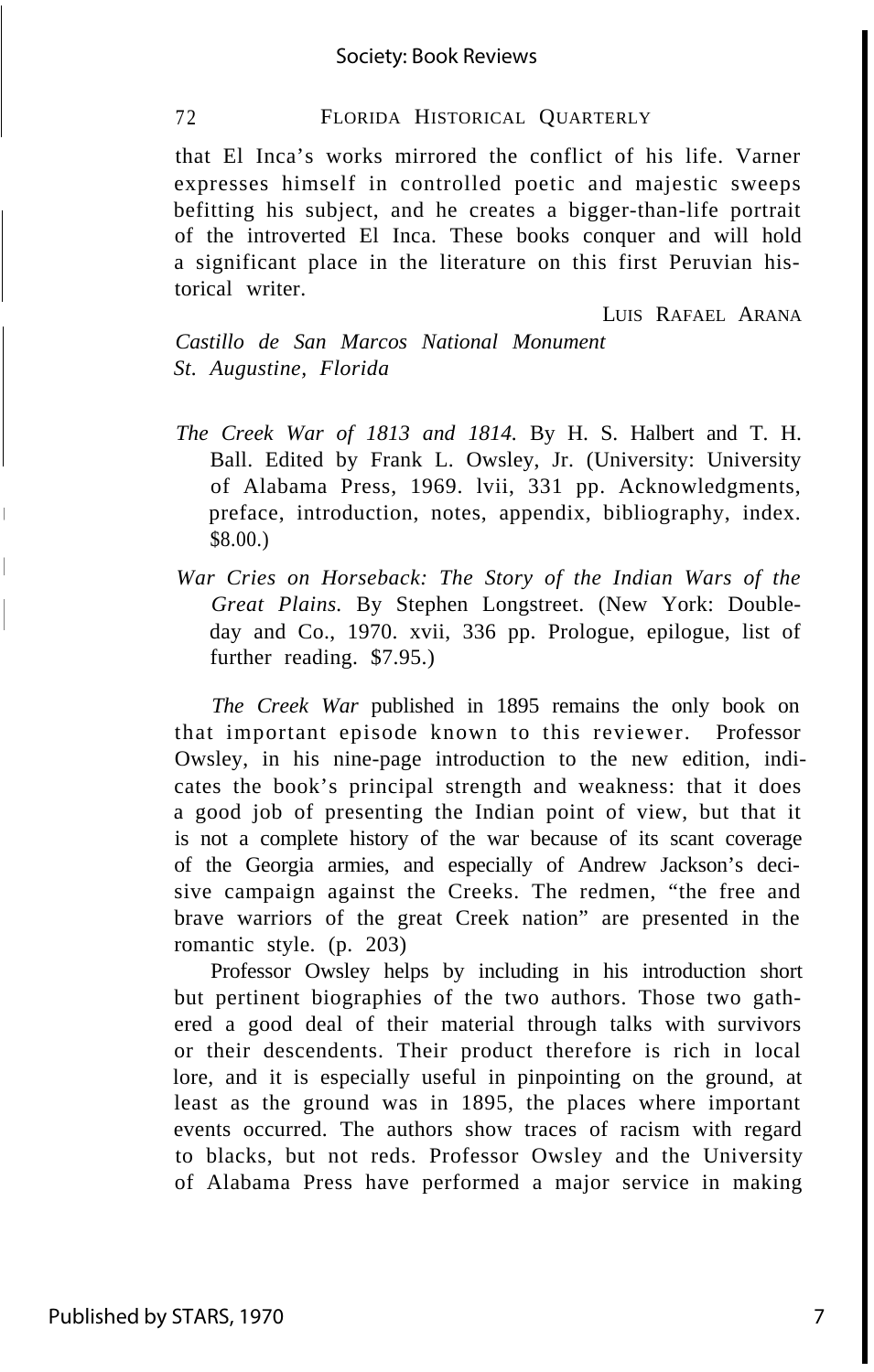that El Inca's works mirrored the conflict of his life. Varner expresses himself in controlled poetic and majestic sweeps befitting his subject, and he creates a bigger-than-life portrait of the introverted El Inca. These books conquer and will hold a significant place in the literature on this first Peruvian historical writer.

LUIS RAFAEL ARANA

*Castillo de San Marcos National Monument*
*St. Augustine, Florida*

*The Creek War of 1813 and 1814.* By H. S. Halbert and T. H. Ball. Edited by Frank L. Owsley, Jr. (University: University of Alabama Press, 1969. lvii, 331 pp. Acknowledgments, preface, introduction, notes, appendix, bibliography, index. $8.00.)

*War Cries on Horseback: The Story of the Indian Wars of the Great Plains.* By Stephen Longstreet. (New York: Doubleday and Co., 1970. xvii, 336 pp. Prologue, epilogue, list of further reading. $7.95.)

*The Creek War* published in 1895 remains the only book on that important episode known to this reviewer. Professor Owsley, in his nine-page introduction to the new edition, indicates the book's principal strength and weakness: that it does a good job of presenting the Indian point of view, but that it is not a complete history of the war because of its scant coverage of the Georgia armies, and especially of Andrew Jackson's decisive campaign against the Creeks. The redmen, "the free and brave warriors of the great Creek nation" are presented in the romantic style. (p. 203)

Professor Owsley helps by including in his introduction short but pertinent biographies of the two authors. Those two gathered a good deal of their material through talks with survivors or their descendents. Their product therefore is rich in local lore, and it is especially useful in pinpointing on the ground, at least as the ground was in 1895, the places where important events occurred. The authors show traces of racism with regard to blacks, but not reds. Professor Owsley and the University of Alabama Press have performed a major service in making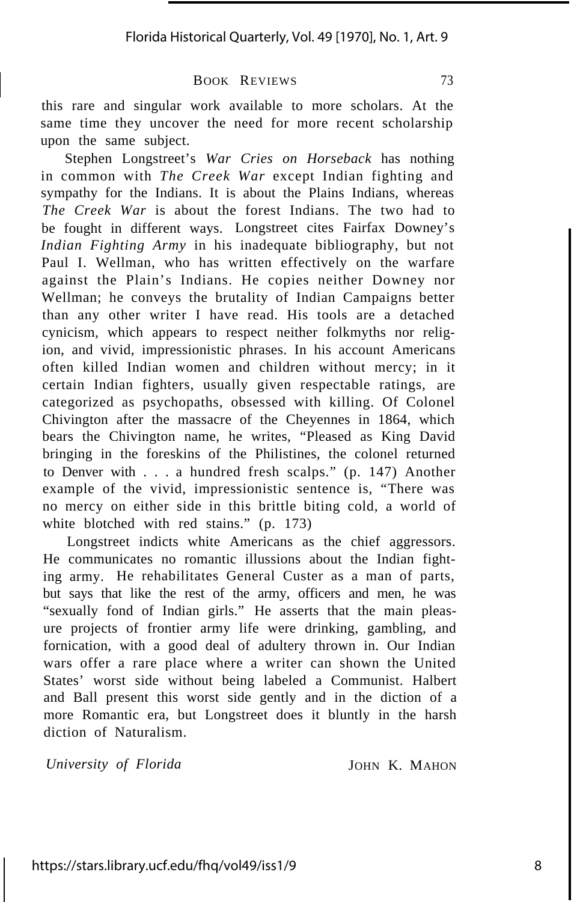this rare and singular work available to more scholars. At the same time they uncover the need for more recent scholarship upon the same subject.

Stephen Longstreet's *War Cries on Horseback* has nothing in common with *The Creek War* except Indian fighting and sympathy for the Indians. It is about the Plains Indians, whereas *The Creek War* is about the forest Indians. The two had to be fought in different ways. Longstreet cites Fairfax Downey's *Indian Fighting Army* in his inadequate bibliography, but not Paul I. Wellman, who has written effectively on the warfare against the Plain's Indians. He copies neither Downey nor Wellman; he conveys the brutality of Indian Campaigns better than any other writer I have read. His tools are a detached cynicism, which appears to respect neither folkmyths nor religion, and vivid, impressionistic phrases. In his account Americans often killed Indian women and children without mercy; in it certain Indian fighters, usually given respectable ratings, are categorized as psychopaths, obsessed with killing. Of Colonel Chivington after the massacre of the Cheyennes in 1864, which bears the Chivington name, he writes, "Pleased as King David bringing in the foreskins of the Philistines, the colonel returned to Denver with . . . a hundred fresh scalps." (p. 147) Another example of the vivid, impressionistic sentence is, "There was no mercy on either side in this brittle biting cold, a world of white blotched with red stains." (p. 173)

Longstreet indicts white Americans as the chief aggressors. He communicates no romantic illussions about the Indian fighting army. He rehabilitates General Custer as a man of parts, but says that like the rest of the army, officers and men, he was "sexually fond of Indian girls." He asserts that the main pleasure projects of frontier army life were drinking, gambling, and fornication, with a good deal of adultery thrown in. Our Indian wars offer a rare place where a writer can shown the United States' worst side without being labeled a Communist. Halbert and Ball present this worst side gently and in the diction of a more Romantic era, but Longstreet does it bluntly in the harsh diction of Naturalism.

*University of Florida* JOHN K. MAHON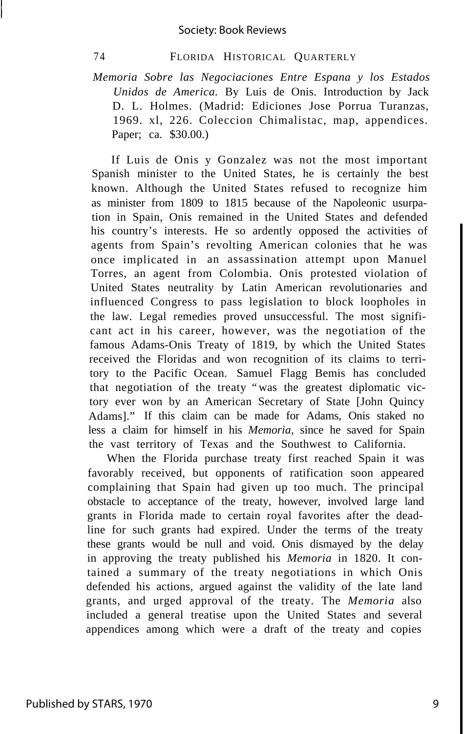*Memoria Sobre las Negociaciones Entre Espana y los Estados Unidos de America.* By Luis de Onis. Introduction by Jack D. L. Holmes. (Madrid: Ediciones Jose Porrua Turanzas, 1969. xl, 226. Coleccion Chimalistac, map, appendices. Paper; ca. $30.00.)

If Luis de Onis y Gonzalez was not the most important Spanish minister to the United States, he is certainly the best known. Although the United States refused to recognize him as minister from 1809 to 1815 because of the Napoleonic usurpation in Spain, Onis remained in the United States and defended his country's interests. He so ardently opposed the activities of agents from Spain's revolting American colonies that he was once implicated in an assassination attempt upon Manuel Torres, an agent from Colombia. Onis protested violation of United States neutrality by Latin American revolutionaries and influenced Congress to pass legislation to block loopholes in the law. Legal remedies proved unsuccessful. The most significant act in his career, however, was the negotiation of the famous Adams-Onis Treaty of 1819, by which the United States received the Floridas and won recognition of its claims to territory to the Pacific Ocean. Samuel Flagg Bemis has concluded that negotiation of the treaty "was the greatest diplomatic victory ever won by an American Secretary of State [John Quincy Adams]." If this claim can be made for Adams, Onis staked no less a claim for himself in his *Memoria,* since he saved for Spain the vast territory of Texas and the Southwest to California.

When the Florida purchase treaty first reached Spain it was favorably received, but opponents of ratification soon appeared complaining that Spain had given up too much. The principal obstacle to acceptance of the treaty, however, involved large land grants in Florida made to certain royal favorites after the deadline for such grants had expired. Under the terms of the treaty these grants would be null and void. Onis dismayed by the delay in approving the treaty published his *Memoria* in 1820. It contained a summary of the treaty negotiations in which Onis defended his actions, argued against the validity of the late land grants, and urged approval of the treaty. The *Memoria* also included a general treatise upon the United States and several appendices among which were a draft of the treaty and copies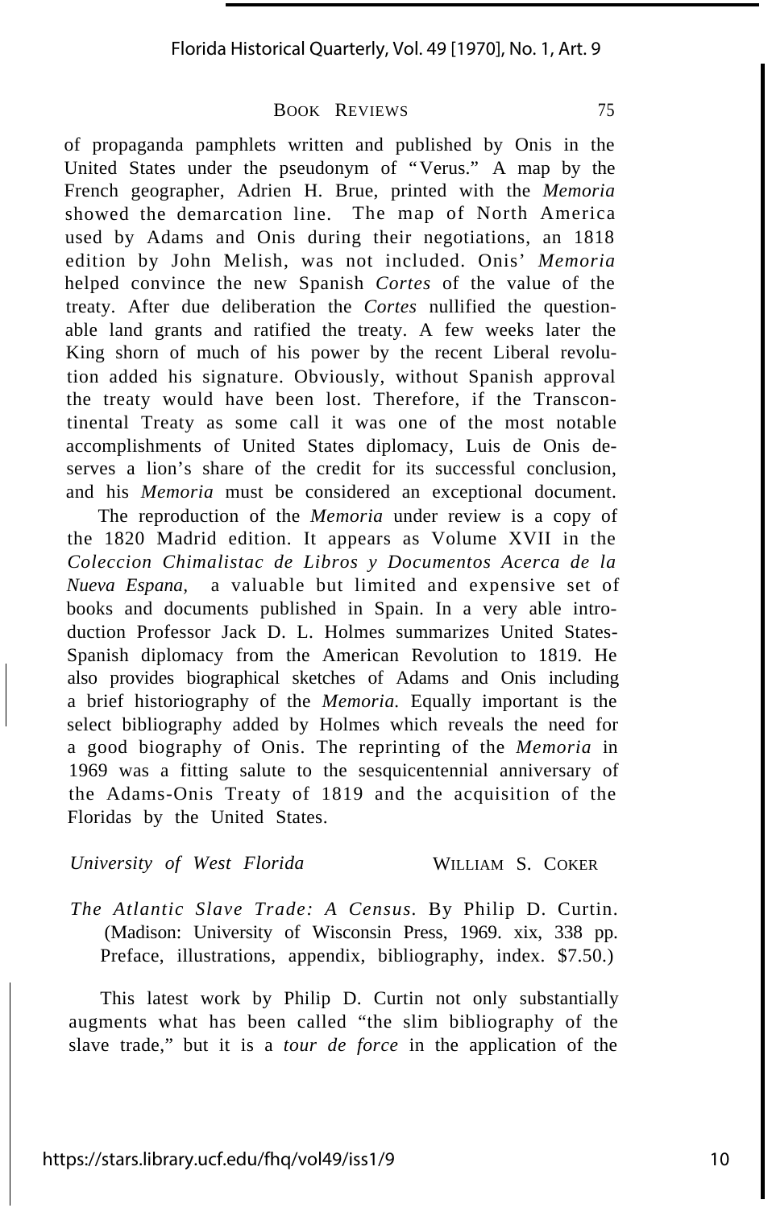of propaganda pamphlets written and published by Onis in the United States under the pseudonym of "Verus." A map by the French geographer, Adrien H. Brue, printed with the *Memoria* showed the demarcation line. The map of North America used by Adams and Onis during their negotiations, an 1818 edition by John Melish, was not included. Onis' *Memoria* helped convince the new Spanish *Cortes* of the value of the treaty. After due deliberation the *Cortes* nullified the questionable land grants and ratified the treaty. A few weeks later the King shorn of much of his power by the recent Liberal revolution added his signature. Obviously, without Spanish approval the treaty would have been lost. Therefore, if the Transcontinental Treaty as some call it was one of the most notable accomplishments of United States diplomacy, Luis de Onis deserves a lion's share of the credit for its successful conclusion, and his *Memoria* must be considered an exceptional document.

The reproduction of the *Memoria* under review is a copy of the 1820 Madrid edition. It appears as Volume XVII in the *Coleccion Chimalistac de Libros y Documentos Acerca de la Nueva Espana,* a valuable but limited and expensive set of books and documents published in Spain. In a very able introduction Professor Jack D. L. Holmes summarizes United States-Spanish diplomacy from the American Revolution to 1819. He also provides biographical sketches of Adams and Onis including a brief historiography of the *Memoria.* Equally important is the select bibliography added by Holmes which reveals the need for a good biography of Onis. The reprinting of the *Memoria* in 1969 was a fitting salute to the sesquicentennial anniversary of the Adams-Onis Treaty of 1819 and the acquisition of the Floridas by the United States.

*University of West Florida* WILLIAM S. COKER

*The Atlantic Slave Trade: A Census.* By Philip D. Curtin. (Madison: University of Wisconsin Press, 1969. xix, 338 pp. Preface, illustrations, appendix, bibliography, index. $7.50.)

This latest work by Philip D. Curtin not only substantially augments what has been called "the slim bibliography of the slave trade," but it is a *tour de force* in the application of the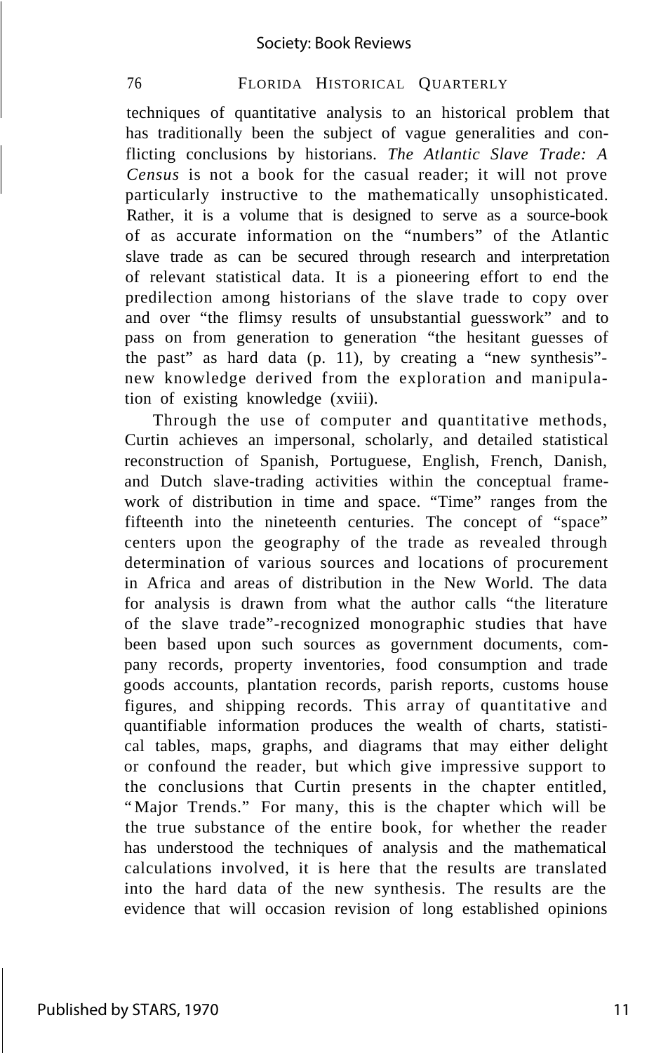techniques of quantitative analysis to an historical problem that has traditionally been the subject of vague generalities and conflicting conclusions by historians. *The Atlantic Slave Trade: A Census* is not a book for the casual reader; it will not prove particularly instructive to the mathematically unsophisticated. Rather, it is a volume that is designed to serve as a source-book of as accurate information on the "numbers" of the Atlantic slave trade as can be secured through research and interpretation of relevant statistical data. It is a pioneering effort to end the predilection among historians of the slave trade to copy over and over "the flimsy results of unsubstantial guesswork" and to pass on from generation to generation "the hesitant guesses of the past" as hard data (p. 11), by creating a "new synthesis"-new knowledge derived from the exploration and manipulation of existing knowledge (xviii).

Through the use of computer and quantitative methods, Curtin achieves an impersonal, scholarly, and detailed statistical reconstruction of Spanish, Portuguese, English, French, Danish, and Dutch slave-trading activities within the conceptual framework of distribution in time and space. "Time" ranges from the fifteenth into the nineteenth centuries. The concept of "space" centers upon the geography of the trade as revealed through determination of various sources and locations of procurement in Africa and areas of distribution in the New World. The data for analysis is drawn from what the author calls "the literature of the slave trade"-recognized monographic studies that have been based upon such sources as government documents, company records, property inventories, food consumption and trade goods accounts, plantation records, parish reports, customs house figures, and shipping records. This array of quantitative and quantifiable information produces the wealth of charts, statistical tables, maps, graphs, and diagrams that may either delight or confound the reader, but which give impressive support to the conclusions that Curtin presents in the chapter entitled, "Major Trends." For many, this is the chapter which will be the true substance of the entire book, for whether the reader has understood the techniques of analysis and the mathematical calculations involved, it is here that the results are translated into the hard data of the new synthesis. The results are the evidence that will occasion revision of long established opinions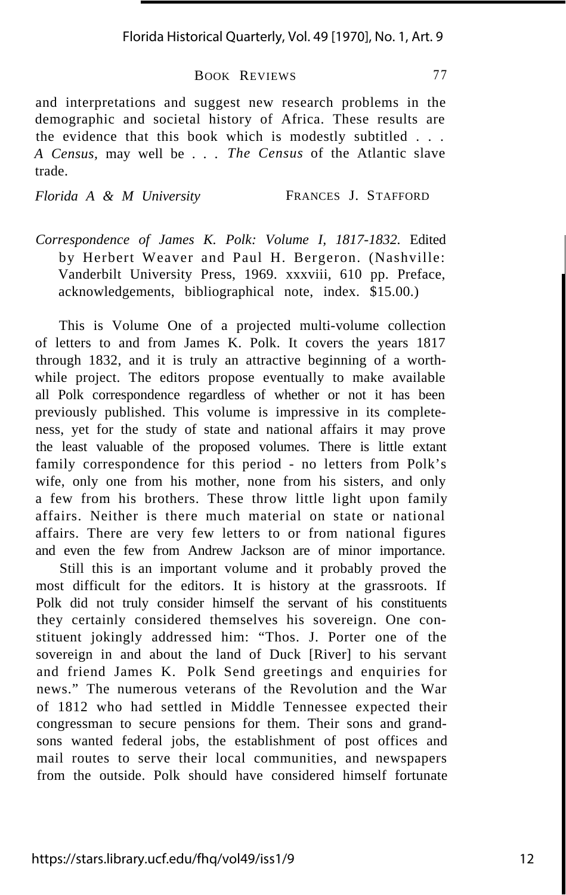and interpretations and suggest new research problems in the demographic and societal history of Africa. These results are the evidence that this book which is modestly subtitled . . . *A Census,* may well be . . . *The Census* of the Atlantic slave trade.

*Florida A & M University* FRANCES J. STAFFORD

*Correspondence of James K. Polk: Volume I, 1817-1832.* Edited by Herbert Weaver and Paul H. Bergeron. (Nashville: Vanderbilt University Press, 1969. xxxviii, 610 pp. Preface, acknowledgements, bibliographical note, index. $15.00.)

This is Volume One of a projected multi-volume collection of letters to and from James K. Polk. It covers the years 1817 through 1832, and it is truly an attractive beginning of a worthwhile project. The editors propose eventually to make available all Polk correspondence regardless of whether or not it has been previously published. This volume is impressive in its completeness, yet for the study of state and national affairs it may prove the least valuable of the proposed volumes. There is little extant family correspondence for this period - no letters from Polk's wife, only one from his mother, none from his sisters, and only a few from his brothers. These throw little light upon family affairs. Neither is there much material on state or national affairs. There are very few letters to or from national figures and even the few from Andrew Jackson are of minor importance.

Still this is an important volume and it probably proved the most difficult for the editors. It is history at the grassroots. If Polk did not truly consider himself the servant of his constituents they certainly considered themselves his sovereign. One constituent jokingly addressed him: "Thos. J. Porter one of the sovereign in and about the land of Duck [River] to his servant and friend James K. Polk Send greetings and enquiries for news." The numerous veterans of the Revolution and the War of 1812 who had settled in Middle Tennessee expected their congressman to secure pensions for them. Their sons and grandsons wanted federal jobs, the establishment of post offices and mail routes to serve their local communities, and newspapers from the outside. Polk should have considered himself fortunate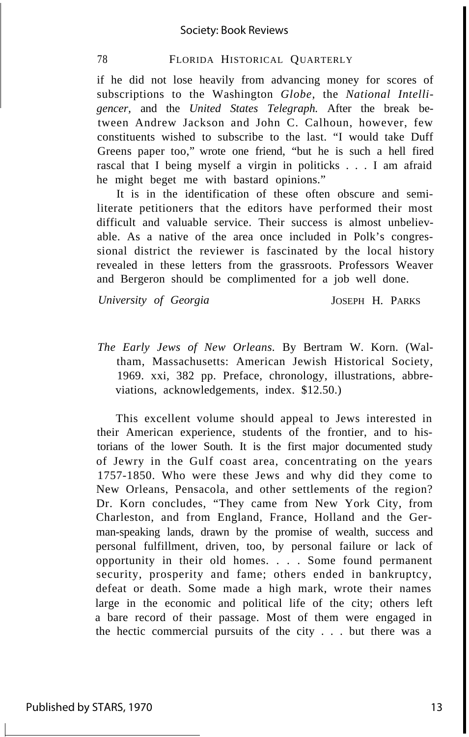if he did not lose heavily from advancing money for scores of subscriptions to the Washington *Globe,* the *National Intelligencer,* and the *United States Telegraph.* After the break between Andrew Jackson and John C. Calhoun, however, few constituents wished to subscribe to the last. "I would take Duff Greens paper too," wrote one friend, "but he is such a hell fired rascal that I being myself a virgin in politicks . . . I am afraid he might beget me with bastard opinions."

It is in the identification of these often obscure and semiliterate petitioners that the editors have performed their most difficult and valuable service. Their success is almost unbelievable. As a native of the area once included in Polk's congressional district the reviewer is fascinated by the local history revealed in these letters from the grassroots. Professors Weaver and Bergeron should be complimented for a job well done.

*University of Georgia* JOSEPH H. PARKS

*The Early Jews of New Orleans.* By Bertram W. Korn. (Waltham, Massachusetts: American Jewish Historical Society, 1969. xxi, 382 pp. Preface, chronology, illustrations, abbreviations, acknowledgements, index. $12.50.)

This excellent volume should appeal to Jews interested in their American experience, students of the frontier, and to historians of the lower South. It is the first major documented study of Jewry in the Gulf coast area, concentrating on the years 1757-1850. Who were these Jews and why did they come to New Orleans, Pensacola, and other settlements of the region? Dr. Korn concludes, "They came from New York City, from Charleston, and from England, France, Holland and the German-speaking lands, drawn by the promise of wealth, success and personal fulfillment, driven, too, by personal failure or lack of opportunity in their old homes. . . . Some found permanent security, prosperity and fame; others ended in bankruptcy, defeat or death. Some made a high mark, wrote their names large in the economic and political life of the city; others left a bare record of their passage. Most of them were engaged in the hectic commercial pursuits of the city . . . but there was a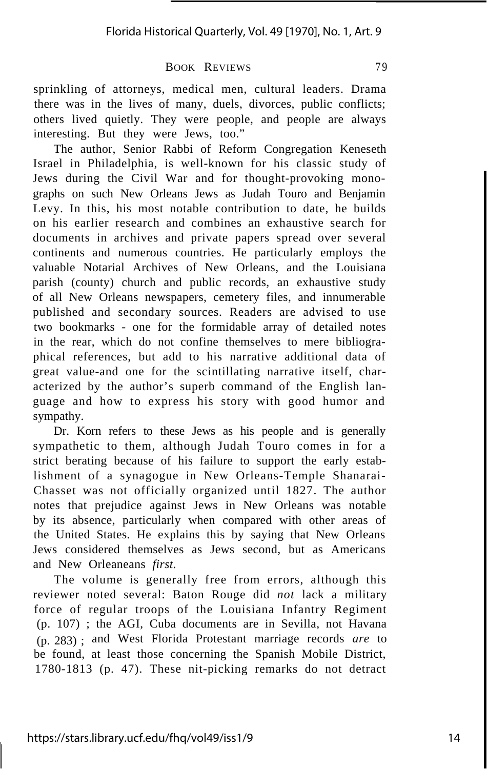sprinkling of attorneys, medical men, cultural leaders. Drama there was in the lives of many, duels, divorces, public conflicts; others lived quietly. They were people, and people are always interesting. But they were Jews, too."

The author, Senior Rabbi of Reform Congregation Keneseth Israel in Philadelphia, is well-known for his classic study of Jews during the Civil War and for thought-provoking monographs on such New Orleans Jews as Judah Touro and Benjamin Levy. In this, his most notable contribution to date, he builds on his earlier research and combines an exhaustive search for documents in archives and private papers spread over several continents and numerous countries. He particularly employs the valuable Notarial Archives of New Orleans, and the Louisiana parish (county) church and public records, an exhaustive study of all New Orleans newspapers, cemetery files, and innumerable published and secondary sources. Readers are advised to use two bookmarks - one for the formidable array of detailed notes in the rear, which do not confine themselves to mere bibliographical references, but add to his narrative additional data of great value-and one for the scintillating narrative itself, characterized by the author's superb command of the English language and how to express his story with good humor and sympathy.

Dr. Korn refers to these Jews as his people and is generally sympathetic to them, although Judah Touro comes in for a strict berating because of his failure to support the early establishment of a synagogue in New Orleans-Temple Shanarai-Chasset was not officially organized until 1827. The author notes that prejudice against Jews in New Orleans was notable by its absence, particularly when compared with other areas of the United States. He explains this by saying that New Orleans Jews considered themselves as Jews second, but as Americans and New Orleaneans *first.*

The volume is generally free from errors, although this reviewer noted several: Baton Rouge did *not* lack a military force of regular troops of the Louisiana Infantry Regiment (p. 107) ; the AGI, Cuba documents are in Sevilla, not Havana (p. 283) ; and West Florida Protestant marriage records *are* to be found, at least those concerning the Spanish Mobile District, 1780-1813 (p. 47). These nit-picking remarks do not detract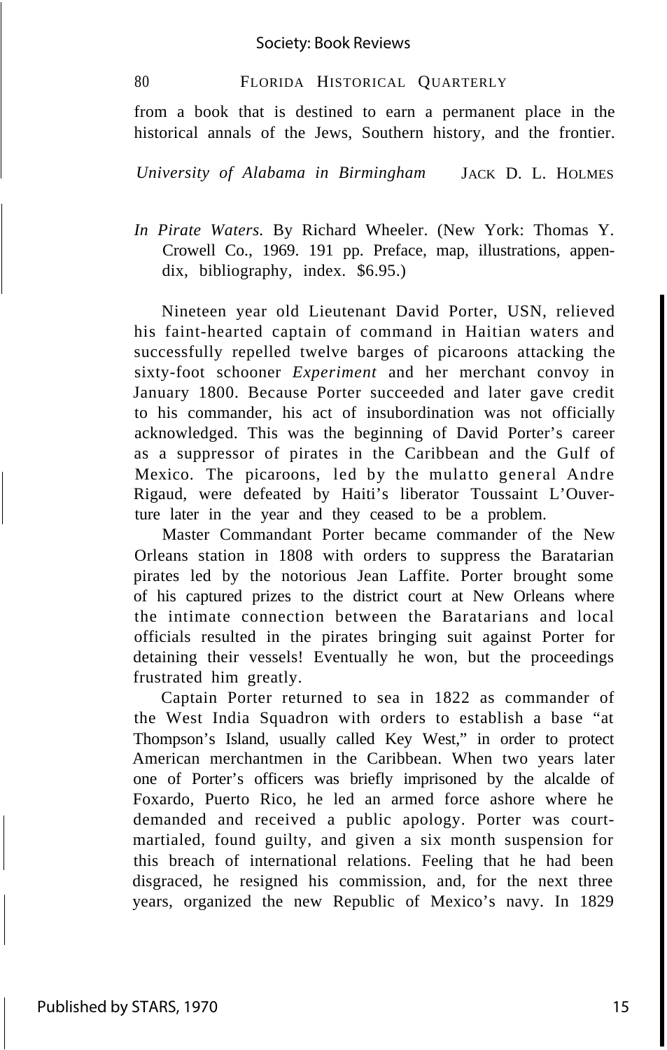from a book that is destined to earn a permanent place in the historical annals of the Jews, Southern history, and the frontier.

*University of Alabama in Birmingham* JACK D. L. HOLMES

*In Pirate Waters.* By Richard Wheeler. (New York: Thomas Y. Crowell Co., 1969. 191 pp. Preface, map, illustrations, appendix, bibliography, index. $6.95.)

Nineteen year old Lieutenant David Porter, USN, relieved his faint-hearted captain of command in Haitian waters and successfully repelled twelve barges of picaroons attacking the sixty-foot schooner *Experiment* and her merchant convoy in January 1800. Because Porter succeeded and later gave credit to his commander, his act of insubordination was not officially acknowledged. This was the beginning of David Porter's career as a suppressor of pirates in the Caribbean and the Gulf of Mexico. The picaroons, led by the mulatto general Andre Rigaud, were defeated by Haiti's liberator Toussaint L'Ouverture later in the year and they ceased to be a problem.

Master Commandant Porter became commander of the New Orleans station in 1808 with orders to suppress the Baratarian pirates led by the notorious Jean Laffite. Porter brought some of his captured prizes to the district court at New Orleans where the intimate connection between the Baratarians and local officials resulted in the pirates bringing suit against Porter for detaining their vessels! Eventually he won, but the proceedings frustrated him greatly.

Captain Porter returned to sea in 1822 as commander of the West India Squadron with orders to establish a base "at Thompson's Island, usually called Key West," in order to protect American merchantmen in the Caribbean. When two years later one of Porter's officers was briefly imprisoned by the alcalde of Foxardo, Puerto Rico, he led an armed force ashore where he demanded and received a public apology. Porter was court-martialed, found guilty, and given a six month suspension for this breach of international relations. Feeling that he had been disgraced, he resigned his commission, and, for the next three years, organized the new Republic of Mexico's navy. In 1829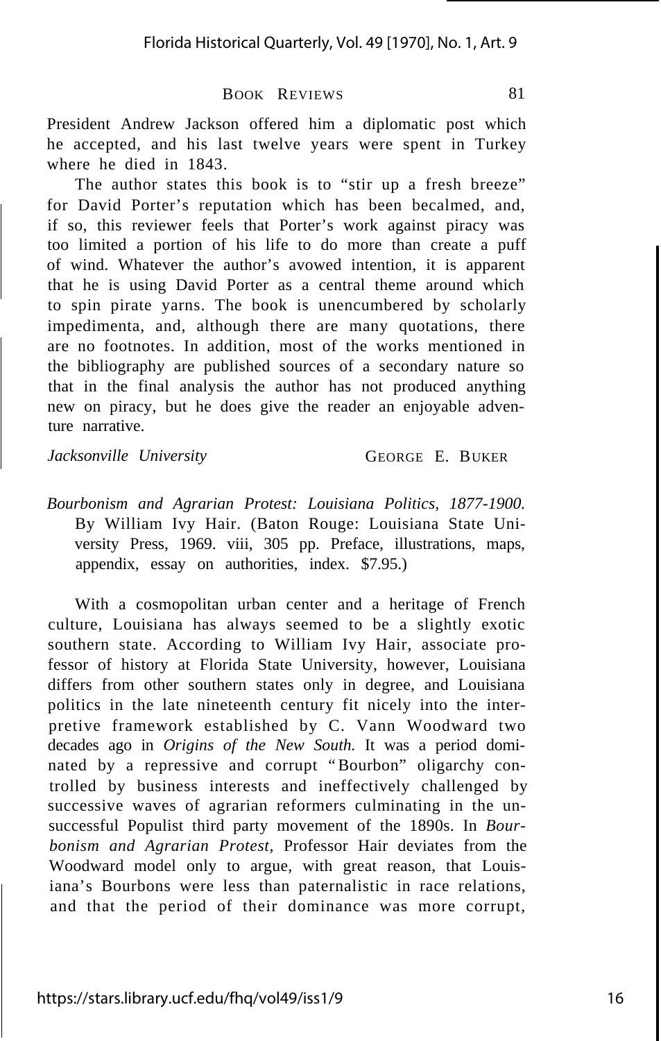President Andrew Jackson offered him a diplomatic post which he accepted, and his last twelve years were spent in Turkey where he died in 1843.

The author states this book is to "stir up a fresh breeze" for David Porter's reputation which has been becalmed, and, if so, this reviewer feels that Porter's work against piracy was too limited a portion of his life to do more than create a puff of wind. Whatever the author's avowed intention, it is apparent that he is using David Porter as a central theme around which to spin pirate yarns. The book is unencumbered by scholarly impedimenta, and, although there are many quotations, there are no footnotes. In addition, most of the works mentioned in the bibliography are published sources of a secondary nature so that in the final analysis the author has not produced anything new on piracy, but he does give the reader an enjoyable adventure narrative.

*Jacksonville University* GEORGE E. BUKER

*Bourbonism and Agrarian Protest: Louisiana Politics, 1877-1900.* By William Ivy Hair. (Baton Rouge: Louisiana State University Press, 1969. viii, 305 pp. Preface, illustrations, maps, appendix, essay on authorities, index. $7.95.)

With a cosmopolitan urban center and a heritage of French culture, Louisiana has always seemed to be a slightly exotic southern state. According to William Ivy Hair, associate professor of history at Florida State University, however, Louisiana differs from other southern states only in degree, and Louisiana politics in the late nineteenth century fit nicely into the interpretive framework established by C. Vann Woodward two decades ago in *Origins of the New South.* It was a period dominated by a repressive and corrupt "Bourbon" oligarchy controlled by business interests and ineffectively challenged by successive waves of agrarian reformers culminating in the unsuccessful Populist third party movement of the 1890s. In *Bourbonism and Agrarian Protest,* Professor Hair deviates from the Woodward model only to argue, with great reason, that Louisiana's Bourbons were less than paternalistic in race relations, and that the period of their dominance was more corrupt,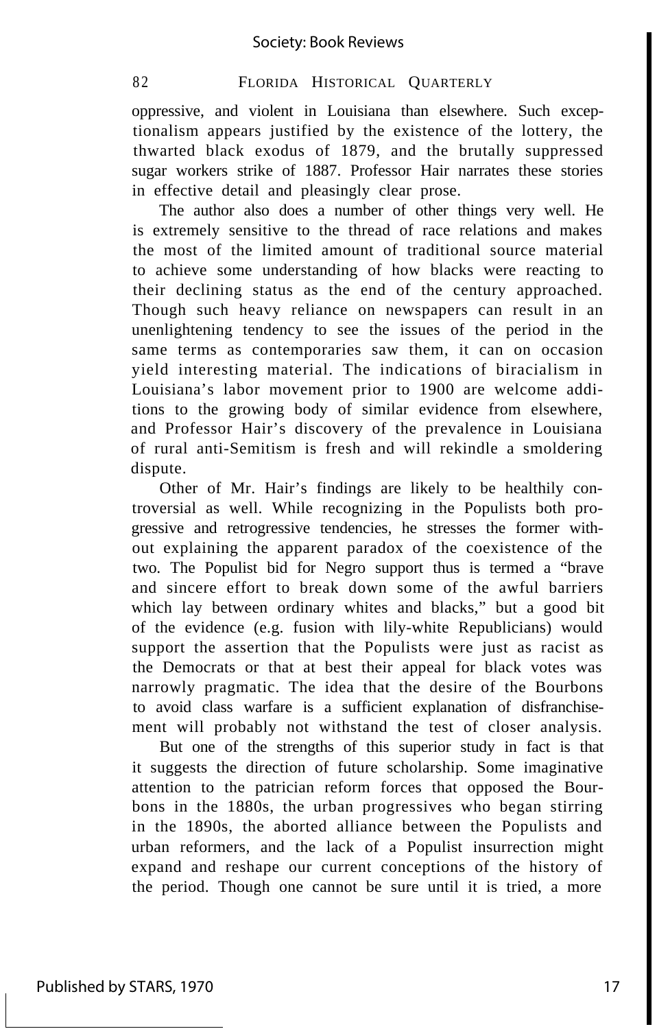oppressive, and violent in Louisiana than elsewhere. Such exceptionalism appears justified by the existence of the lottery, the thwarted black exodus of 1879, and the brutally suppressed sugar workers strike of 1887. Professor Hair narrates these stories in effective detail and pleasingly clear prose.

The author also does a number of other things very well. He is extremely sensitive to the thread of race relations and makes the most of the limited amount of traditional source material to achieve some understanding of how blacks were reacting to their declining status as the end of the century approached. Though such heavy reliance on newspapers can result in an unenlightening tendency to see the issues of the period in the same terms as contemporaries saw them, it can on occasion yield interesting material. The indications of biracialism in Louisiana's labor movement prior to 1900 are welcome additions to the growing body of similar evidence from elsewhere, and Professor Hair's discovery of the prevalence in Louisiana of rural anti-Semitism is fresh and will rekindle a smoldering dispute.

Other of Mr. Hair's findings are likely to be healthily controversial as well. While recognizing in the Populists both progressive and retrogressive tendencies, he stresses the former without explaining the apparent paradox of the coexistence of the two. The Populist bid for Negro support thus is termed a "brave and sincere effort to break down some of the awful barriers which lay between ordinary whites and blacks," but a good bit of the evidence (e.g. fusion with lily-white Republicians) would support the assertion that the Populists were just as racist as the Democrats or that at best their appeal for black votes was narrowly pragmatic. The idea that the desire of the Bourbons to avoid class warfare is a sufficient explanation of disfranchisement will probably not withstand the test of closer analysis.

But one of the strengths of this superior study in fact is that it suggests the direction of future scholarship. Some imaginative attention to the patrician reform forces that opposed the Bourbons in the 1880s, the urban progressives who began stirring in the 1890s, the aborted alliance between the Populists and urban reformers, and the lack of a Populist insurrection might expand and reshape our current conceptions of the history of the period. Though one cannot be sure until it is tried, a more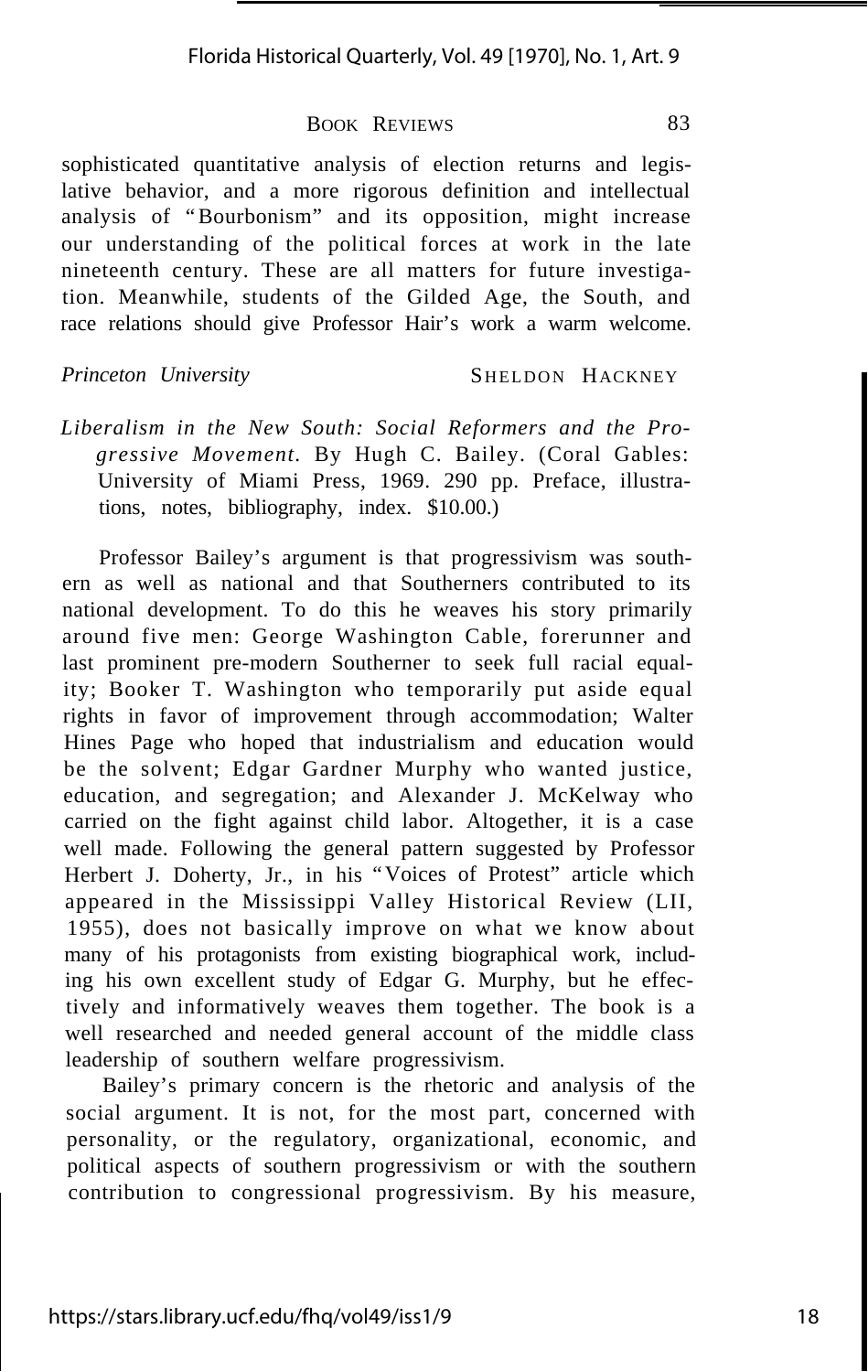sophisticated quantitative analysis of election returns and legislative behavior, and a more rigorous definition and intellectual analysis of "Bourbonism" and its opposition, might increase our understanding of the political forces at work in the late nineteenth century. These are all matters for future investigation. Meanwhile, students of the Gilded Age, the South, and race relations should give Professor Hair's work a warm welcome.

*Princeton University* SHELDON HACKNEY

*Liberalism in the New South: Social Reformers and the Progressive Movement*. By Hugh C. Bailey. (Coral Gables: University of Miami Press, 1969. 290 pp. Preface, illustrations, notes, bibliography, index. $10.00.)

Professor Bailey's argument is that progressivism was southern as well as national and that Southerners contributed to its national development. To do this he weaves his story primarily around five men: George Washington Cable, forerunner and last prominent pre-modern Southerner to seek full racial equality; Booker T. Washington who temporarily put aside equal rights in favor of improvement through accommodation; Walter Hines Page who hoped that industrialism and education would be the solvent; Edgar Gardner Murphy who wanted justice, education, and segregation; and Alexander J. McKelway who carried on the fight against child labor. Altogether, it is a case well made. Following the general pattern suggested by Professor Herbert J. Doherty, Jr., in his "Voices of Protest" article which appeared in the Mississippi Valley Historical Review (LII, 1955), does not basically improve on what we know about many of his protagonists from existing biographical work, including his own excellent study of Edgar G. Murphy, but he effectively and informatively weaves them together. The book is a well researched and needed general account of the middle class leadership of southern welfare progressivism.

Bailey's primary concern is the rhetoric and analysis of the social argument. It is not, for the most part, concerned with personality, or the regulatory, organizational, economic, and political aspects of southern progressivism or with the southern contribution to congressional progressivism. By his measure,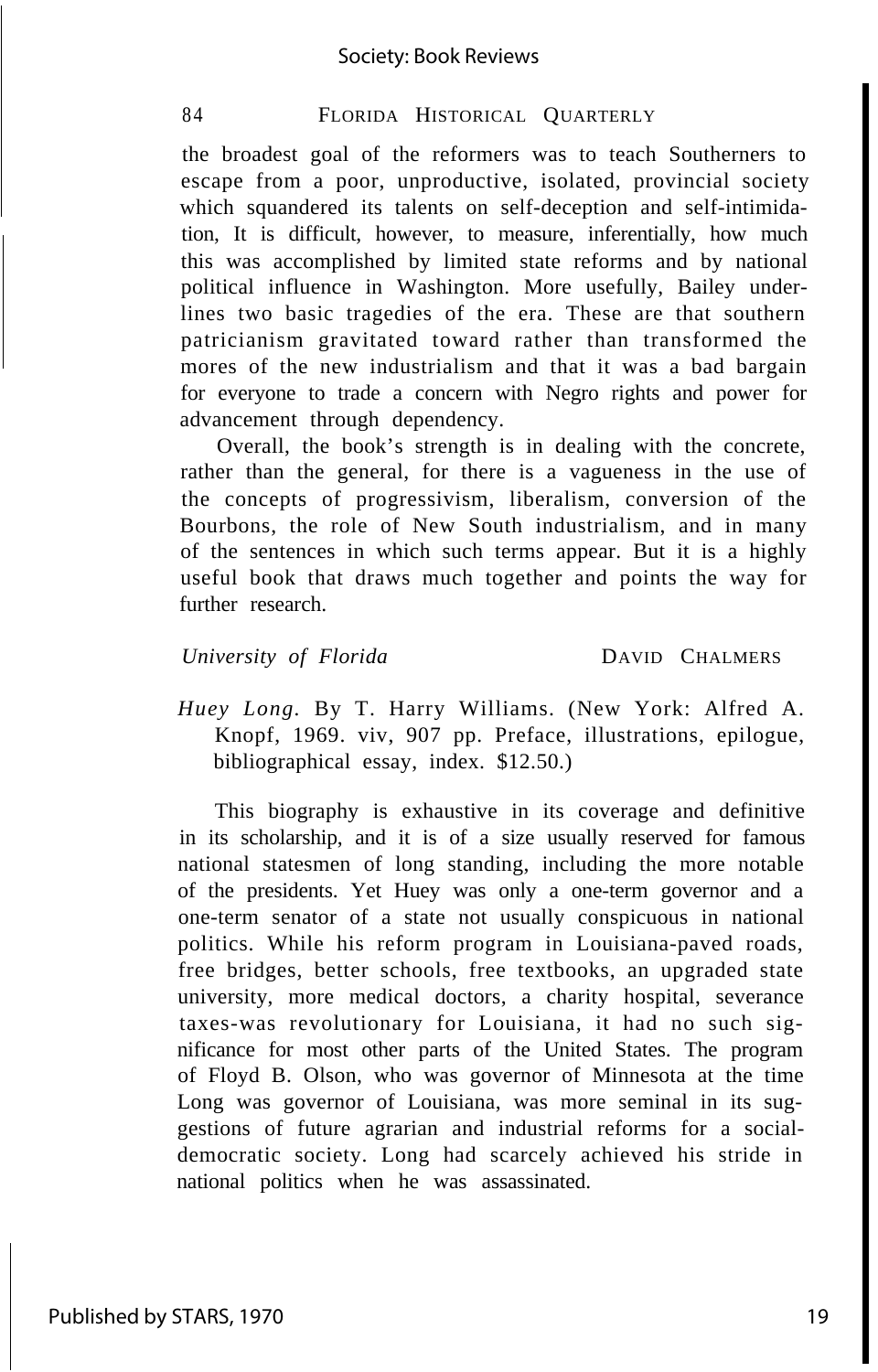the broadest goal of the reformers was to teach Southerners to escape from a poor, unproductive, isolated, provincial society which squandered its talents on self-deception and self-intimidation, It is difficult, however, to measure, inferentially, how much this was accomplished by limited state reforms and by national political influence in Washington. More usefully, Bailey underlines two basic tragedies of the era. These are that southern patricianism gravitated toward rather than transformed the mores of the new industrialism and that it was a bad bargain for everyone to trade a concern with Negro rights and power for advancement through dependency.

Overall, the book's strength is in dealing with the concrete, rather than the general, for there is a vagueness in the use of the concepts of progressivism, liberalism, conversion of the Bourbons, the role of New South industrialism, and in many of the sentences in which such terms appear. But it is a highly useful book that draws much together and points the way for further research.

*University of Florida* DAVID CHALMERS

*Huey Long*. By T. Harry Williams. (New York: Alfred A. Knopf, 1969. viv, 907 pp. Preface, illustrations, epilogue, bibliographical essay, index. $12.50.)

This biography is exhaustive in its coverage and definitive in its scholarship, and it is of a size usually reserved for famous national statesmen of long standing, including the more notable of the presidents. Yet Huey was only a one-term governor and a one-term senator of a state not usually conspicuous in national politics. While his reform program in Louisiana-paved roads, free bridges, better schools, free textbooks, an upgraded state university, more medical doctors, a charity hospital, severance taxes-was revolutionary for Louisiana, it had no such significance for most other parts of the United States. The program of Floyd B. Olson, who was governor of Minnesota at the time Long was governor of Louisiana, was more seminal in its suggestions of future agrarian and industrial reforms for a social-democratic society. Long had scarcely achieved his stride in national politics when he was assassinated.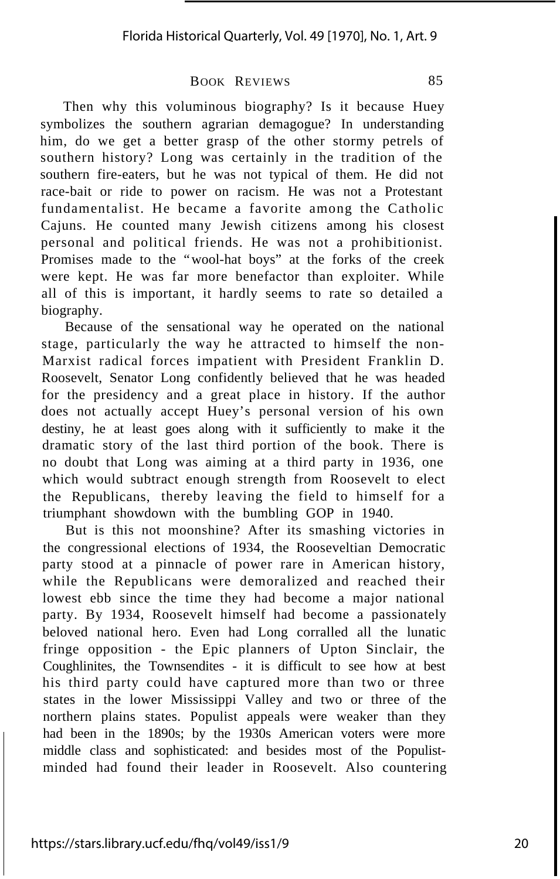Then why this voluminous biography? Is it because Huey symbolizes the southern agrarian demagogue? In understanding him, do we get a better grasp of the other stormy petrels of southern history? Long was certainly in the tradition of the southern fire-eaters, but he was not typical of them. He did not race-bait or ride to power on racism. He was not a Protestant fundamentalist. He became a favorite among the Catholic Cajuns. He counted many Jewish citizens among his closest personal and political friends. He was not a prohibitionist. Promises made to the "wool-hat boys" at the forks of the creek were kept. He was far more benefactor than exploiter. While all of this is important, it hardly seems to rate so detailed a biography.

Because of the sensational way he operated on the national stage, particularly the way he attracted to himself the non-Marxist radical forces impatient with President Franklin D. Roosevelt, Senator Long confidently believed that he was headed for the presidency and a great place in history. If the author does not actually accept Huey's personal version of his own destiny, he at least goes along with it sufficiently to make it the dramatic story of the last third portion of the book. There is no doubt that Long was aiming at a third party in 1936, one which would subtract enough strength from Roosevelt to elect the Republicans, thereby leaving the field to himself for a triumphant showdown with the bumbling GOP in 1940.

But is this not moonshine? After its smashing victories in the congressional elections of 1934, the Rooseveltian Democratic party stood at a pinnacle of power rare in American history, while the Republicans were demoralized and reached their lowest ebb since the time they had become a major national party. By 1934, Roosevelt himself had become a passionately beloved national hero. Even had Long corralled all the lunatic fringe opposition - the Epic planners of Upton Sinclair, the Coughlinites, the Townsendites - it is difficult to see how at best his third party could have captured more than two or three states in the lower Mississippi Valley and two or three of the northern plains states. Populist appeals were weaker than they had been in the 1890s; by the 1930s American voters were more middle class and sophisticated: and besides most of the Populist-minded had found their leader in Roosevelt. Also countering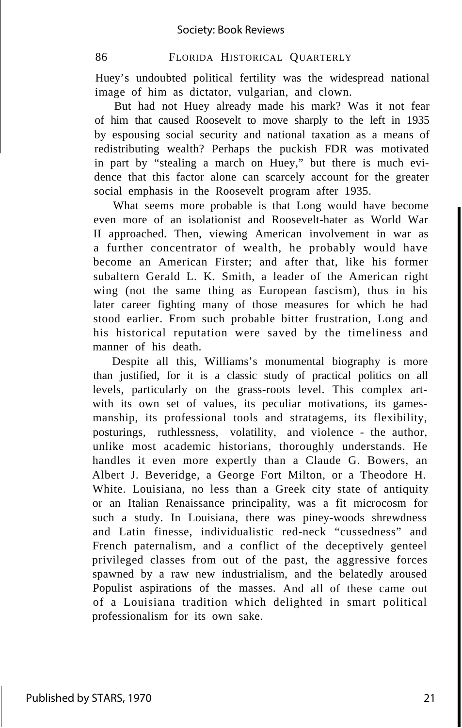Huey's undoubted political fertility was the widespread national image of him as dictator, vulgarian, and clown.

But had not Huey already made his mark? Was it not fear of him that caused Roosevelt to move sharply to the left in 1935 by espousing social security and national taxation as a means of redistributing wealth? Perhaps the puckish FDR was motivated in part by "stealing a march on Huey," but there is much evidence that this factor alone can scarcely account for the greater social emphasis in the Roosevelt program after 1935.

What seems more probable is that Long would have become even more of an isolationist and Roosevelt-hater as World War II approached. Then, viewing American involvement in war as a further concentrator of wealth, he probably would have become an American Firster; and after that, like his former subaltern Gerald L. K. Smith, a leader of the American right wing (not the same thing as European fascism), thus in his later career fighting many of those measures for which he had stood earlier. From such probable bitter frustration, Long and his historical reputation were saved by the timeliness and manner of his death.

Despite all this, Williams's monumental biography is more than justified, for it is a classic study of practical politics on all levels, particularly on the grass-roots level. This complex art-with its own set of values, its peculiar motivations, its gamesmanship, its professional tools and stratagems, its flexibility, posturings, ruthlessness, volatility, and violence - the author, unlike most academic historians, thoroughly understands. He handles it even more expertly than a Claude G. Bowers, an Albert J. Beveridge, a George Fort Milton, or a Theodore H. White. Louisiana, no less than a Greek city state of antiquity or an Italian Renaissance principality, was a fit microcosm for such a study. In Louisiana, there was piney-woods shrewdness and Latin finesse, individualistic red-neck "cussedness" and French paternalism, and a conflict of the deceptively genteel privileged classes from out of the past, the aggressive forces spawned by a raw new industrialism, and the belatedly aroused Populist aspirations of the masses. And all of these came out of a Louisiana tradition which delighted in smart political professionalism for its own sake.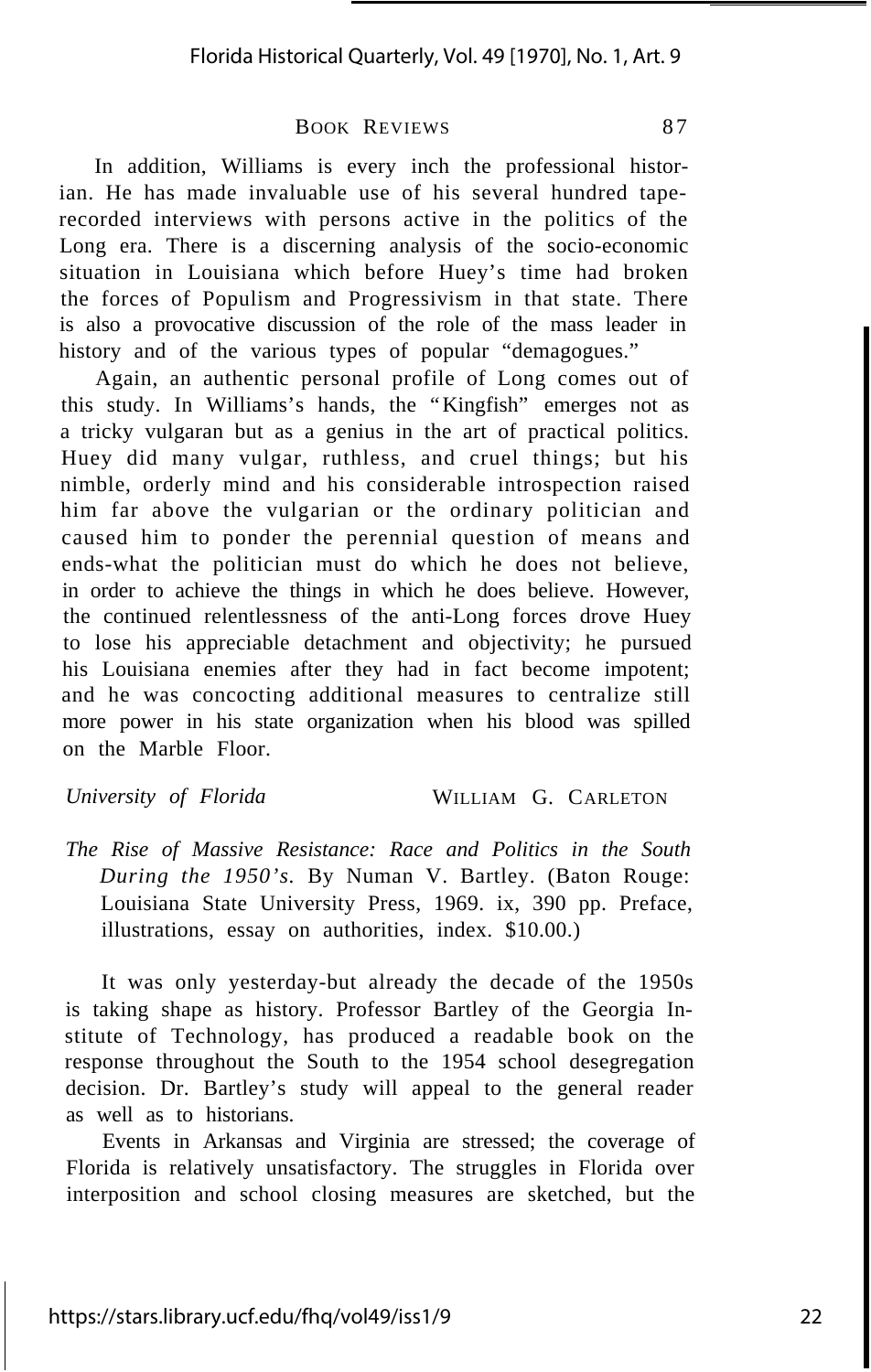In addition, Williams is every inch the professional historian. He has made invaluable use of his several hundred tape-recorded interviews with persons active in the politics of the Long era. There is a discerning analysis of the socio-economic situation in Louisiana which before Huey's time had broken the forces of Populism and Progressivism in that state. There is also a provocative discussion of the role of the mass leader in history and of the various types of popular "demagogues."

Again, an authentic personal profile of Long comes out of this study. In Williams's hands, the "Kingfish" emerges not as a tricky vulgaran but as a genius in the art of practical politics. Huey did many vulgar, ruthless, and cruel things; but his nimble, orderly mind and his considerable introspection raised him far above the vulgarian or the ordinary politician and caused him to ponder the perennial question of means and ends-what the politician must do which he does not believe, in order to achieve the things in which he does believe. However, the continued relentlessness of the anti-Long forces drove Huey to lose his appreciable detachment and objectivity; he pursued his Louisiana enemies after they had in fact become impotent; and he was concocting additional measures to centralize still more power in his state organization when his blood was spilled on the Marble Floor.

*University of Florida* WILLIAM G. CARLETON

*The Rise of Massive Resistance: Race and Politics in the South During the 1950's.* By Numan V. Bartley. (Baton Rouge: Louisiana State University Press, 1969. ix, 390 pp. Preface, illustrations, essay on authorities, index. $10.00.)

It was only yesterday-but already the decade of the 1950s is taking shape as history. Professor Bartley of the Georgia Institute of Technology, has produced a readable book on the response throughout the South to the 1954 school desegregation decision. Dr. Bartley's study will appeal to the general reader as well as to historians.

Events in Arkansas and Virginia are stressed; the coverage of Florida is relatively unsatisfactory. The struggles in Florida over interposition and school closing measures are sketched, but the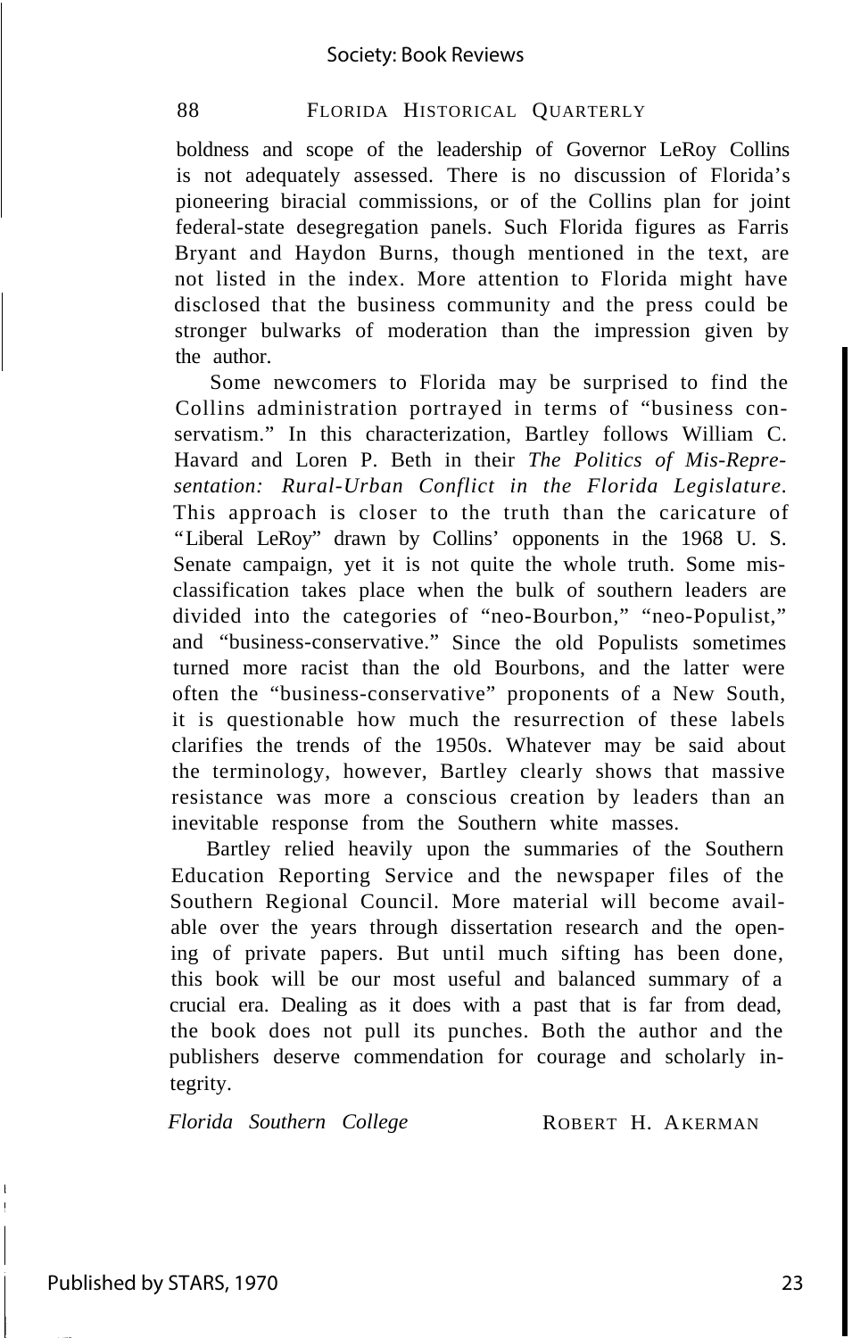boldness and scope of the leadership of Governor LeRoy Collins is not adequately assessed. There is no discussion of Florida's pioneering biracial commissions, or of the Collins plan for joint federal-state desegregation panels. Such Florida figures as Farris Bryant and Haydon Burns, though mentioned in the text, are not listed in the index. More attention to Florida might have disclosed that the business community and the press could be stronger bulwarks of moderation than the impression given by the author.

Some newcomers to Florida may be surprised to find the Collins administration portrayed in terms of "business conservatism." In this characterization, Bartley follows William C. Havard and Loren P. Beth in their *The Politics of Mis-Representation: Rural-Urban Conflict in the Florida Legislature.* This approach is closer to the truth than the caricature of "Liberal LeRoy" drawn by Collins' opponents in the 1968 U. S. Senate campaign, yet it is not quite the whole truth. Some misclassification takes place when the bulk of southern leaders are divided into the categories of "neo-Bourbon," "neo-Populist," and "business-conservative." Since the old Populists sometimes turned more racist than the old Bourbons, and the latter were often the "business-conservative" proponents of a New South, it is questionable how much the resurrection of these labels clarifies the trends of the 1950s. Whatever may be said about the terminology, however, Bartley clearly shows that massive resistance was more a conscious creation by leaders than an inevitable response from the Southern white masses.

Bartley relied heavily upon the summaries of the Southern Education Reporting Service and the newspaper files of the Southern Regional Council. More material will become available over the years through dissertation research and the opening of private papers. But until much sifting has been done, this book will be our most useful and balanced summary of a crucial era. Dealing as it does with a past that is far from dead, the book does not pull its punches. Both the author and the publishers deserve commendation for courage and scholarly integrity.

*Florida Southern College* ROBERT H. AKERMAN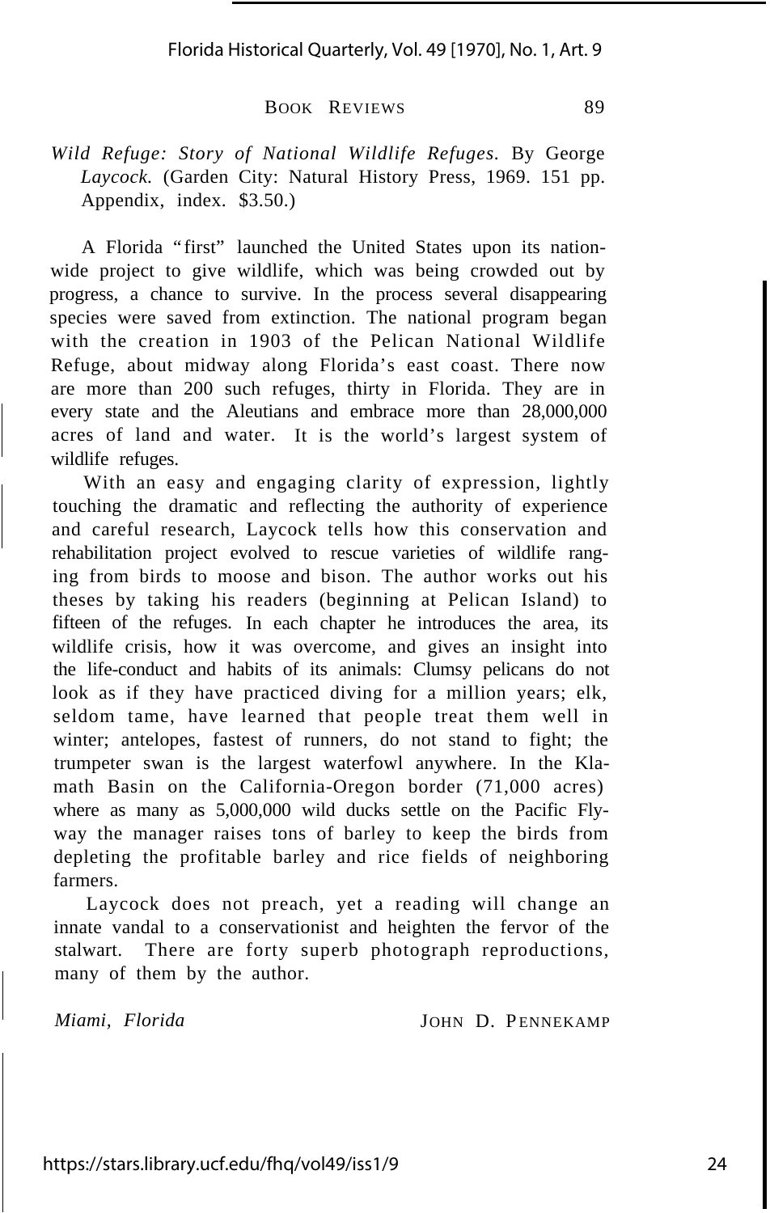*Wild Refuge: Story of National Wildlife Refuges.* By George Laycock. (Garden City: Natural History Press, 1969. 151 pp. Appendix, index. $3.50.)

A Florida "first" launched the United States upon its nationwide project to give wildlife, which was being crowded out by progress, a chance to survive. In the process several disappearing species were saved from extinction. The national program began with the creation in 1903 of the Pelican National Wildlife Refuge, about midway along Florida's east coast. There now are more than 200 such refuges, thirty in Florida. They are in every state and the Aleutians and embrace more than 28,000,000 acres of land and water. It is the world's largest system of wildlife refuges.

With an easy and engaging clarity of expression, lightly touching the dramatic and reflecting the authority of experience and careful research, Laycock tells how this conservation and rehabilitation project evolved to rescue varieties of wildlife ranging from birds to moose and bison. The author works out his theses by taking his readers (beginning at Pelican Island) to fifteen of the refuges. In each chapter he introduces the area, its wildlife crisis, how it was overcome, and gives an insight into the life-conduct and habits of its animals: Clumsy pelicans do not look as if they have practiced diving for a million years; elk, seldom tame, have learned that people treat them well in winter; antelopes, fastest of runners, do not stand to fight; the trumpeter swan is the largest waterfowl anywhere. In the Klamath Basin on the California-Oregon border (71,000 acres) where as many as 5,000,000 wild ducks settle on the Pacific Flyway the manager raises tons of barley to keep the birds from depleting the profitable barley and rice fields of neighboring farmers.

Laycock does not preach, yet a reading will change an innate vandal to a conservationist and heighten the fervor of the stalwart. There are forty superb photograph reproductions, many of them by the author.

*Miami, Florida* JOHN D. PENNEKAMP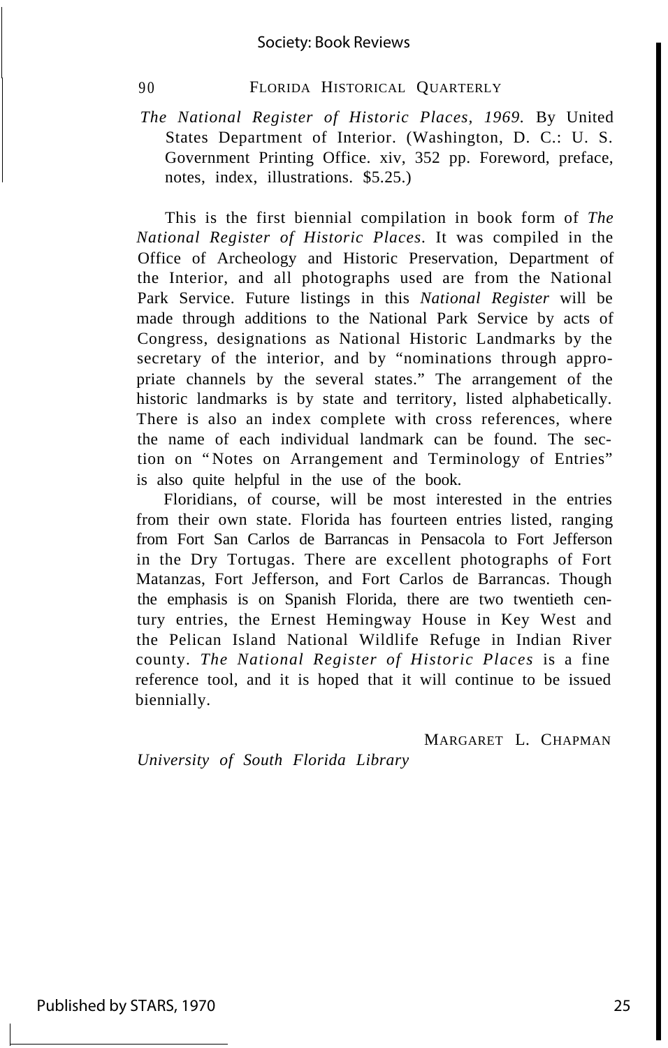*The National Register of Historic Places, 1969.* By United States Department of Interior. (Washington, D. C.: U. S. Government Printing Office. xiv, 352 pp. Foreword, preface, notes, index, illustrations. $5.25.)

This is the first biennial compilation in book form of *The National Register of Historic Places.* It was compiled in the Office of Archeology and Historic Preservation, Department of the Interior, and all photographs used are from the National Park Service. Future listings in this *National Register* will be made through additions to the National Park Service by acts of Congress, designations as National Historic Landmarks by the secretary of the interior, and by "nominations through appropriate channels by the several states." The arrangement of the historic landmarks is by state and territory, listed alphabetically. There is also an index complete with cross references, where the name of each individual landmark can be found. The section on "Notes on Arrangement and Terminology of Entries" is also quite helpful in the use of the book.

Floridians, of course, will be most interested in the entries from their own state. Florida has fourteen entries listed, ranging from Fort San Carlos de Barrancas in Pensacola to Fort Jefferson in the Dry Tortugas. There are excellent photographs of Fort Matanzas, Fort Jefferson, and Fort Carlos de Barrancas. Though the emphasis is on Spanish Florida, there are two twentieth century entries, the Ernest Hemingway House in Key West and the Pelican Island National Wildlife Refuge in Indian River county. *The National Register of Historic Places* is a fine reference tool, and it is hoped that it will continue to be issued biennially.

MARGARET L. CHAPMAN

*University of South Florida Library*